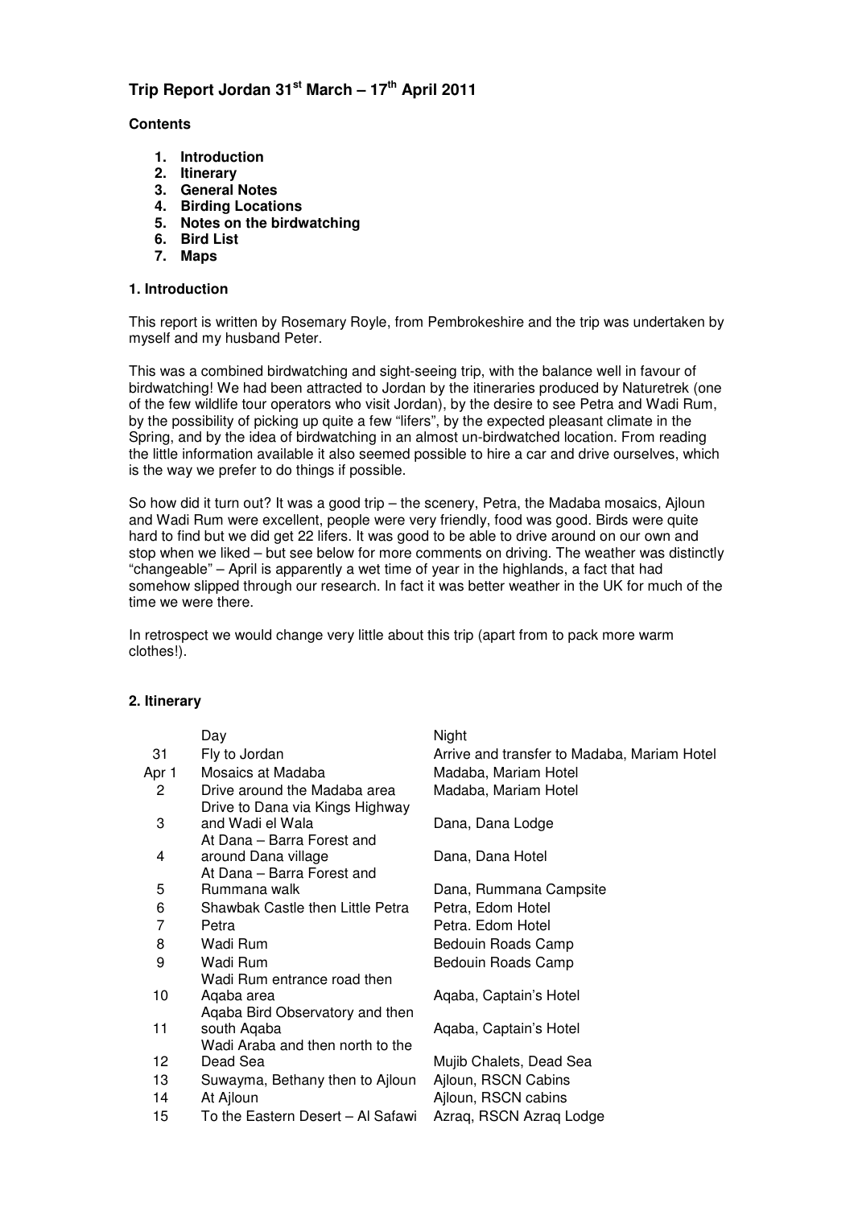# Trip Report Jordan 31st March – 17th April 2011

**Contents**

1. **Introduction**
2. **Itinerary**
3. **General Notes**
4. **Birding Locations**
5. **Notes on the birdwatching**
6. **Bird List**
7. **Maps**

## 1. Introduction

This report is written by Rosemary Royle, from Pembrokeshire and the trip was undertaken by myself and my husband Peter.

This was a combined birdwatching and sight-seeing trip, with the balance well in favour of birdwatching! We had been attracted to Jordan by the itineraries produced by Naturetrek (one of the few wildlife tour operators who visit Jordan), by the desire to see Petra and Wadi Rum, by the possibility of picking up quite a few "lifers", by the expected pleasant climate in the Spring, and by the idea of birdwatching in an almost un-birdwatched location. From reading the little information available it also seemed possible to hire a car and drive ourselves, which is the way we prefer to do things if possible.

So how did it turn out? It was a good trip – the scenery, Petra, the Madaba mosaics, Ajloun and Wadi Rum were excellent, people were very friendly, food was good. Birds were quite hard to find but we did get 22 lifers. It was good to be able to drive around on our own and stop when we liked – but see below for more comments on driving. The weather was distinctly "changeable" – April is apparently a wet time of year in the highlands, a fact that had somehow slipped through our research. In fact it was better weather in the UK for much of the time we were there.

In retrospect we would change very little about this trip (apart from to pack more warm clothes!).

## 2. Itinerary

| | Day | Night |
|---|---|---|
| 31 | Fly to Jordan | Arrive and transfer to Madaba, Mariam Hotel |
| Apr 1 | Mosaics at Madaba | Madaba, Mariam Hotel |
| 2 | Drive around the Madaba area | Madaba, Mariam Hotel |
| 3 | Drive to Dana via Kings Highway and Wadi el Wala | Dana, Dana Lodge |
| 4 | At Dana – Barra Forest and around Dana village | Dana, Dana Hotel |
| 5 | At Dana – Barra Forest and Rummana walk | Dana, Rummana Campsite |
| 6 | Shawbak Castle then Little Petra | Petra, Edom Hotel |
| 7 | Petra | Petra. Edom Hotel |
| 8 | Wadi Rum | Bedouin Roads Camp |
| 9 | Wadi Rum | Bedouin Roads Camp |
| 10 | Wadi Rum entrance road then Aqaba area | Aqaba, Captain's Hotel |
| 11 | Aqaba Bird Observatory and then south Aqaba | Aqaba, Captain's Hotel |
| 12 | Wadi Araba and then north to the Dead Sea | Mujib Chalets, Dead Sea |
| 13 | Suwayma, Bethany then to Ajloun | Ajloun, RSCN Cabins |
| 14 | At Ajloun | Ajloun, RSCN cabins |
| 15 | To the Eastern Desert – Al Safawi | Azraq, RSCN Azraq Lodge |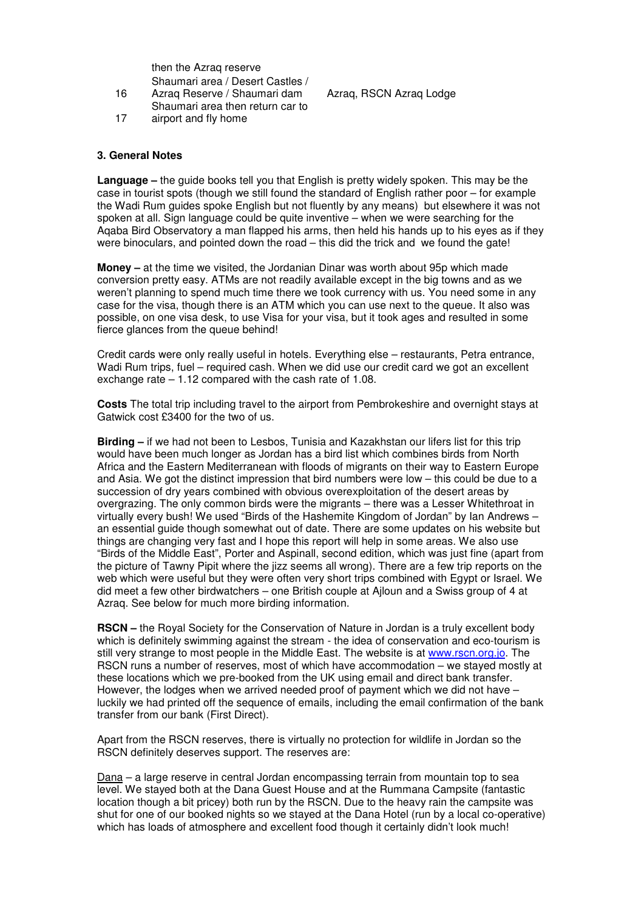| | | |
|---|---|---|
| | then the Azraq reserve | |
| 16 | Shaumari area / Desert Castles / Azraq Reserve / Shaumari dam | Azraq, RSCN Azraq Lodge |
| 17 | Shaumari area then return car to airport and fly home | |

### 3. General Notes

**Language –** the guide books tell you that English is pretty widely spoken. This may be the case in tourist spots (though we still found the standard of English rather poor – for example the Wadi Rum guides spoke English but not fluently by any means) but elsewhere it was not spoken at all. Sign language could be quite inventive – when we were searching for the Aqaba Bird Observatory a man flapped his arms, then held his hands up to his eyes as if they were binoculars, and pointed down the road – this did the trick and we found the gate!

**Money –** at the time we visited, the Jordanian Dinar was worth about 95p which made conversion pretty easy. ATMs are not readily available except in the big towns and as we weren't planning to spend much time there we took currency with us. You need some in any case for the visa, though there is an ATM which you can use next to the queue. It also was possible, on one visa desk, to use Visa for your visa, but it took ages and resulted in some fierce glances from the queue behind!

Credit cards were only really useful in hotels. Everything else – restaurants, Petra entrance, Wadi Rum trips, fuel – required cash. When we did use our credit card we got an excellent exchange rate – 1.12 compared with the cash rate of 1.08.

**Costs** The total trip including travel to the airport from Pembrokeshire and overnight stays at Gatwick cost £3400 for the two of us.

**Birding –** if we had not been to Lesbos, Tunisia and Kazakhstan our lifers list for this trip would have been much longer as Jordan has a bird list which combines birds from North Africa and the Eastern Mediterranean with floods of migrants on their way to Eastern Europe and Asia. We got the distinct impression that bird numbers were low – this could be due to a succession of dry years combined with obvious overexploitation of the desert areas by overgrazing. The only common birds were the migrants – there was a Lesser Whitethroat in virtually every bush! We used "Birds of the Hashemite Kingdom of Jordan" by Ian Andrews – an essential guide though somewhat out of date. There are some updates on his website but things are changing very fast and I hope this report will help in some areas. We also use "Birds of the Middle East", Porter and Aspinall, second edition, which was just fine (apart from the picture of Tawny Pipit where the jizz seems all wrong). There are a few trip reports on the web which were useful but they were often very short trips combined with Egypt or Israel. We did meet a few other birdwatchers – one British couple at Ajloun and a Swiss group of 4 at Azraq. See below for much more birding information.

**RSCN –** the Royal Society for the Conservation of Nature in Jordan is a truly excellent body which is definitely swimming against the stream - the idea of conservation and eco-tourism is still very strange to most people in the Middle East. The website is at www.rscn.org.jo. The RSCN runs a number of reserves, most of which have accommodation – we stayed mostly at these locations which we pre-booked from the UK using email and direct bank transfer. However, the lodges when we arrived needed proof of payment which we did not have – luckily we had printed off the sequence of emails, including the email confirmation of the bank transfer from our bank (First Direct).

Apart from the RSCN reserves, there is virtually no protection for wildlife in Jordan so the RSCN definitely deserves support. The reserves are:

Dana – a large reserve in central Jordan encompassing terrain from mountain top to sea level. We stayed both at the Dana Guest House and at the Rummana Campsite (fantastic location though a bit pricey) both run by the RSCN. Due to the heavy rain the campsite was shut for one of our booked nights so we stayed at the Dana Hotel (run by a local co-operative) which has loads of atmosphere and excellent food though it certainly didn't look much!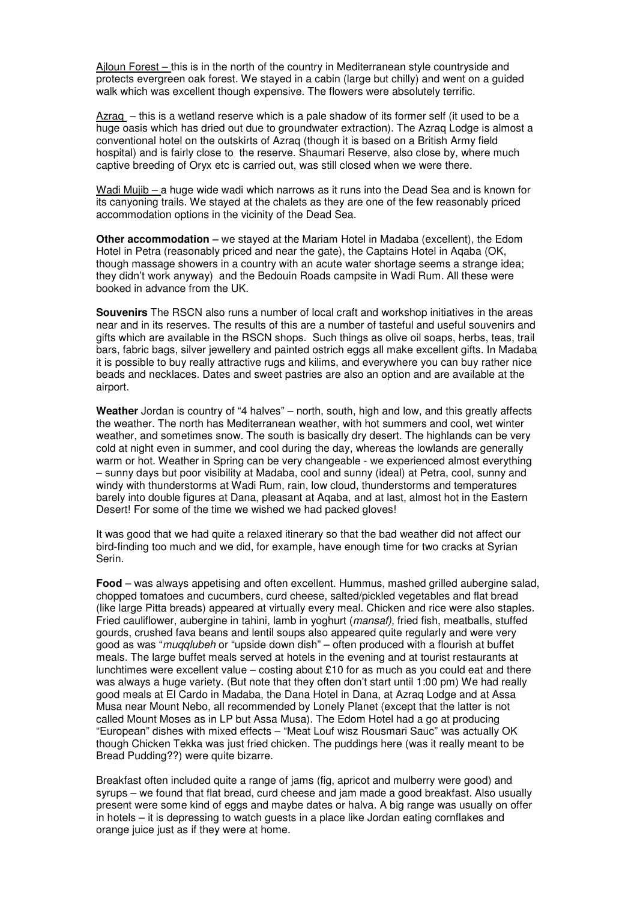<u>Ajloun Forest –</u> this is in the north of the country in Mediterranean style countryside and protects evergreen oak forest. We stayed in a cabin (large but chilly) and went on a guided walk which was excellent though expensive. The flowers were absolutely terrific.

<u>Azraq</u> – this is a wetland reserve which is a pale shadow of its former self (it used to be a huge oasis which has dried out due to groundwater extraction). The Azraq Lodge is almost a conventional hotel on the outskirts of Azraq (though it is based on a British Army field hospital) and is fairly close to the reserve. Shaumari Reserve, also close by, where much captive breeding of Oryx etc is carried out, was still closed when we were there.

<u>Wadi Mujib –</u> a huge wide wadi which narrows as it runs into the Dead Sea and is known for its canyoning trails. We stayed at the chalets as they are one of the few reasonably priced accommodation options in the vicinity of the Dead Sea.

**Other accommodation –** we stayed at the Mariam Hotel in Madaba (excellent), the Edom Hotel in Petra (reasonably priced and near the gate), the Captains Hotel in Aqaba (OK, though massage showers in a country with an acute water shortage seems a strange idea; they didn't work anyway) and the Bedouin Roads campsite in Wadi Rum. All these were booked in advance from the UK.

**Souvenirs** The RSCN also runs a number of local craft and workshop initiatives in the areas near and in its reserves. The results of this are a number of tasteful and useful souvenirs and gifts which are available in the RSCN shops. Such things as olive oil soaps, herbs, teas, trail bars, fabric bags, silver jewellery and painted ostrich eggs all make excellent gifts. In Madaba it is possible to buy really attractive rugs and kilims, and everywhere you can buy rather nice beads and necklaces. Dates and sweet pastries are also an option and are available at the airport.

**Weather** Jordan is country of "4 halves" – north, south, high and low, and this greatly affects the weather. The north has Mediterranean weather, with hot summers and cool, wet winter weather, and sometimes snow. The south is basically dry desert. The highlands can be very cold at night even in summer, and cool during the day, whereas the lowlands are generally warm or hot. Weather in Spring can be very changeable - we experienced almost everything – sunny days but poor visibility at Madaba, cool and sunny (ideal) at Petra, cool, sunny and windy with thunderstorms at Wadi Rum, rain, low cloud, thunderstorms and temperatures barely into double figures at Dana, pleasant at Aqaba, and at last, almost hot in the Eastern Desert! For some of the time we wished we had packed gloves!

It was good that we had quite a relaxed itinerary so that the bad weather did not affect our bird-finding too much and we did, for example, have enough time for two cracks at Syrian Serin.

**Food** – was always appetising and often excellent. Hummus, mashed grilled aubergine salad, chopped tomatoes and cucumbers, curd cheese, salted/pickled vegetables and flat bread (like large Pitta breads) appeared at virtually every meal. Chicken and rice were also staples. Fried cauliflower, aubergine in tahini, lamb in yoghurt (*mansaf)*, fried fish, meatballs, stuffed gourds, crushed fava beans and lentil soups also appeared quite regularly and were very good as was "*muqqlubeh* or "upside down dish" – often produced with a flourish at buffet meals. The large buffet meals served at hotels in the evening and at tourist restaurants at lunchtimes were excellent value – costing about £10 for as much as you could eat and there was always a huge variety. (But note that they often don't start until 1:00 pm) We had really good meals at El Cardo in Madaba, the Dana Hotel in Dana, at Azraq Lodge and at Assa Musa near Mount Nebo, all recommended by Lonely Planet (except that the latter is not called Mount Moses as in LP but Assa Musa). The Edom Hotel had a go at producing "European" dishes with mixed effects – "Meat Louf wisz Rousmari Sauc" was actually OK though Chicken Tekka was just fried chicken. The puddings here (was it really meant to be Bread Pudding??) were quite bizarre.

Breakfast often included quite a range of jams (fig, apricot and mulberry were good) and syrups – we found that flat bread, curd cheese and jam made a good breakfast. Also usually present were some kind of eggs and maybe dates or halva. A big range was usually on offer in hotels – it is depressing to watch guests in a place like Jordan eating cornflakes and orange juice just as if they were at home.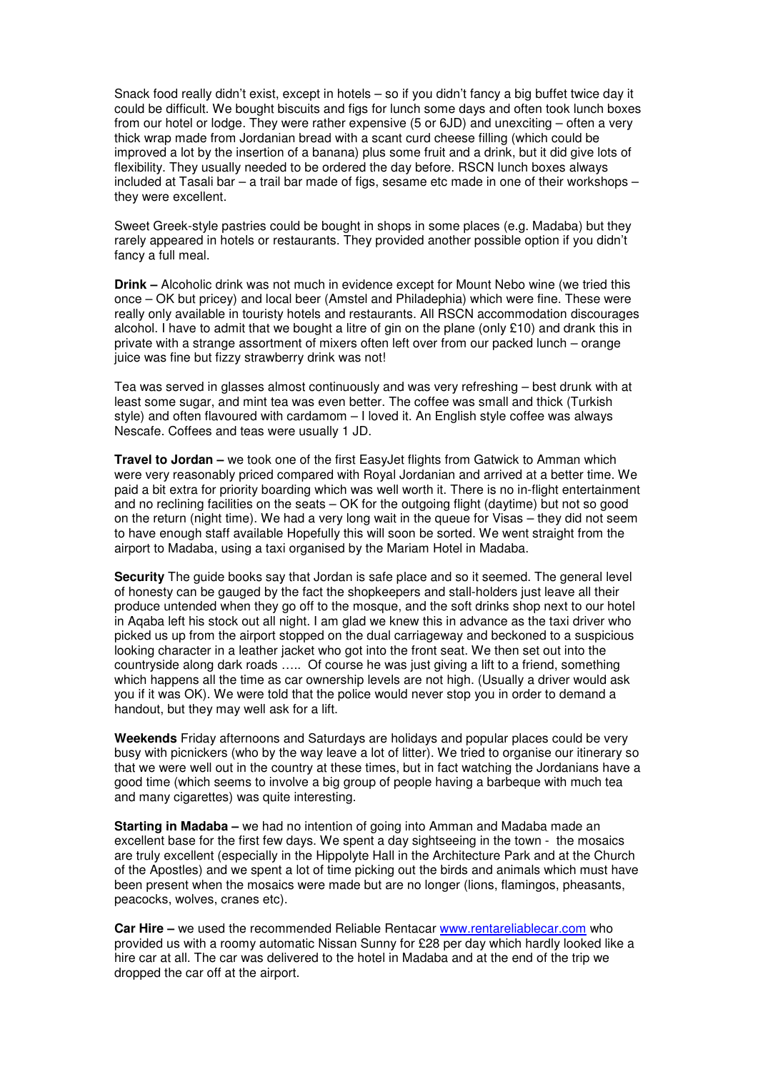Snack food really didn't exist, except in hotels – so if you didn't fancy a big buffet twice day it could be difficult. We bought biscuits and figs for lunch some days and often took lunch boxes from our hotel or lodge. They were rather expensive (5 or 6JD) and unexciting – often a very thick wrap made from Jordanian bread with a scant curd cheese filling (which could be improved a lot by the insertion of a banana) plus some fruit and a drink, but it did give lots of flexibility. They usually needed to be ordered the day before. RSCN lunch boxes always included at Tasali bar – a trail bar made of figs, sesame etc made in one of their workshops – they were excellent.

Sweet Greek-style pastries could be bought in shops in some places (e.g. Madaba) but they rarely appeared in hotels or restaurants. They provided another possible option if you didn't fancy a full meal.

**Drink –** Alcoholic drink was not much in evidence except for Mount Nebo wine (we tried this once – OK but pricey) and local beer (Amstel and Philadephia) which were fine. These were really only available in touristy hotels and restaurants. All RSCN accommodation discourages alcohol. I have to admit that we bought a litre of gin on the plane (only £10) and drank this in private with a strange assortment of mixers often left over from our packed lunch – orange juice was fine but fizzy strawberry drink was not!

Tea was served in glasses almost continuously and was very refreshing – best drunk with at least some sugar, and mint tea was even better. The coffee was small and thick (Turkish style) and often flavoured with cardamom – I loved it. An English style coffee was always Nescafe. Coffees and teas were usually 1 JD.

**Travel to Jordan –** we took one of the first EasyJet flights from Gatwick to Amman which were very reasonably priced compared with Royal Jordanian and arrived at a better time. We paid a bit extra for priority boarding which was well worth it. There is no in-flight entertainment and no reclining facilities on the seats – OK for the outgoing flight (daytime) but not so good on the return (night time). We had a very long wait in the queue for Visas – they did not seem to have enough staff available Hopefully this will soon be sorted. We went straight from the airport to Madaba, using a taxi organised by the Mariam Hotel in Madaba.

**Security** The guide books say that Jordan is safe place and so it seemed. The general level of honesty can be gauged by the fact the shopkeepers and stall-holders just leave all their produce untended when they go off to the mosque, and the soft drinks shop next to our hotel in Aqaba left his stock out all night. I am glad we knew this in advance as the taxi driver who picked us up from the airport stopped on the dual carriageway and beckoned to a suspicious looking character in a leather jacket who got into the front seat. We then set out into the countryside along dark roads ….. Of course he was just giving a lift to a friend, something which happens all the time as car ownership levels are not high. (Usually a driver would ask you if it was OK). We were told that the police would never stop you in order to demand a handout, but they may well ask for a lift.

**Weekends** Friday afternoons and Saturdays are holidays and popular places could be very busy with picnickers (who by the way leave a lot of litter). We tried to organise our itinerary so that we were well out in the country at these times, but in fact watching the Jordanians have a good time (which seems to involve a big group of people having a barbeque with much tea and many cigarettes) was quite interesting.

**Starting in Madaba –** we had no intention of going into Amman and Madaba made an excellent base for the first few days. We spent a day sightseeing in the town - the mosaics are truly excellent (especially in the Hippolyte Hall in the Architecture Park and at the Church of the Apostles) and we spent a lot of time picking out the birds and animals which must have been present when the mosaics were made but are no longer (lions, flamingos, pheasants, peacocks, wolves, cranes etc).

**Car Hire –** we used the recommended Reliable Rentacar [www.rentareliablecar.com](http://www.rentareliablecar.com) who provided us with a roomy automatic Nissan Sunny for £28 per day which hardly looked like a hire car at all. The car was delivered to the hotel in Madaba and at the end of the trip we dropped the car off at the airport.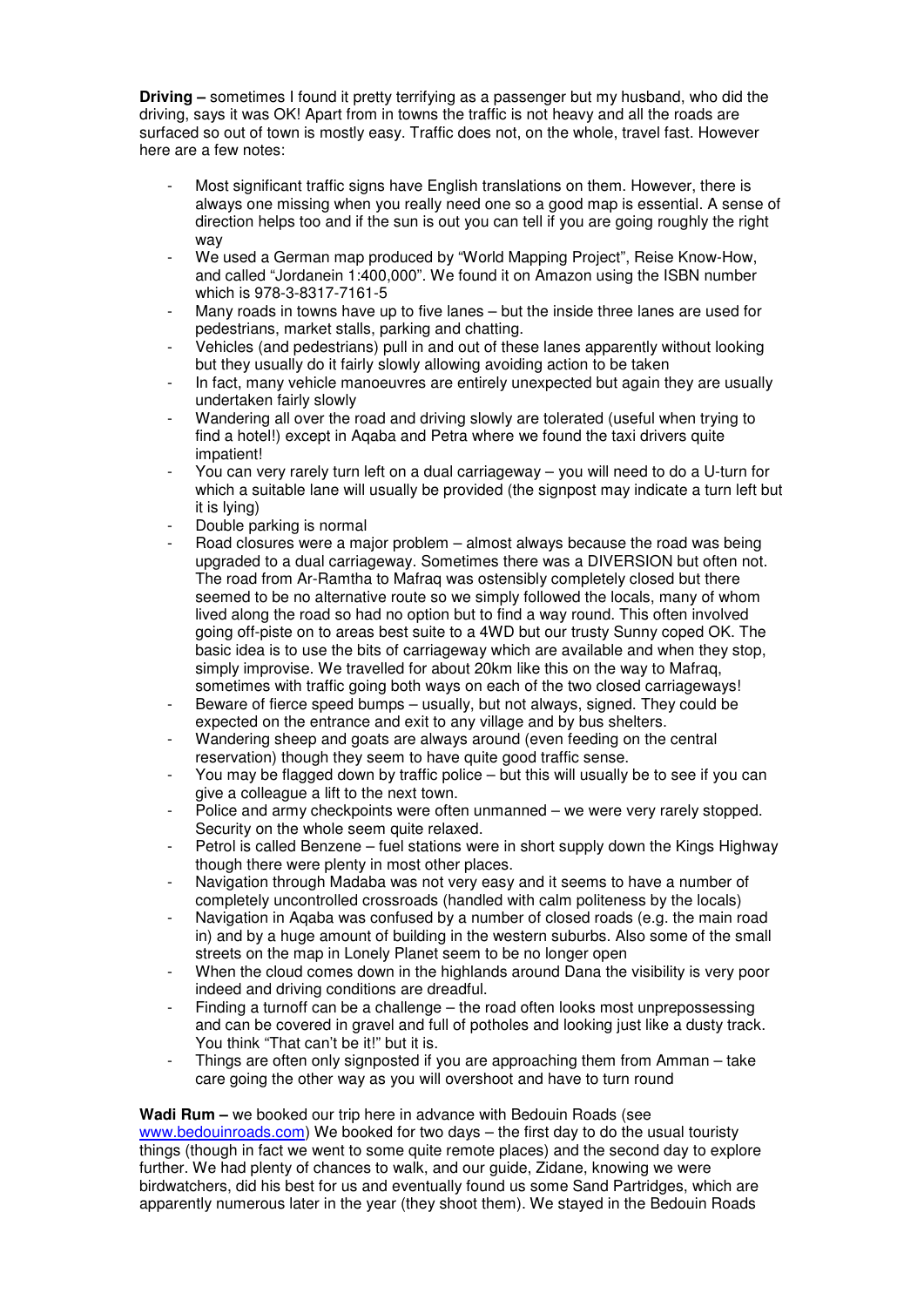**Driving –** sometimes I found it pretty terrifying as a passenger but my husband, who did the driving, says it was OK! Apart from in towns the traffic is not heavy and all the roads are surfaced so out of town is mostly easy. Traffic does not, on the whole, travel fast. However here are a few notes:

- Most significant traffic signs have English translations on them. However, there is always one missing when you really need one so a good map is essential. A sense of direction helps too and if the sun is out you can tell if you are going roughly the right way
- We used a German map produced by "World Mapping Project", Reise Know-How, and called "Jordanein 1:400,000". We found it on Amazon using the ISBN number which is 978-3-8317-7161-5
- Many roads in towns have up to five lanes – but the inside three lanes are used for pedestrians, market stalls, parking and chatting.
- Vehicles (and pedestrians) pull in and out of these lanes apparently without looking but they usually do it fairly slowly allowing avoiding action to be taken
- In fact, many vehicle manoeuvres are entirely unexpected but again they are usually undertaken fairly slowly
- Wandering all over the road and driving slowly are tolerated (useful when trying to find a hotel!) except in Aqaba and Petra where we found the taxi drivers quite impatient!
- You can very rarely turn left on a dual carriageway – you will need to do a U-turn for which a suitable lane will usually be provided (the signpost may indicate a turn left but it is lying)
- Double parking is normal
- Road closures were a major problem – almost always because the road was being upgraded to a dual carriageway. Sometimes there was a DIVERSION but often not. The road from Ar-Ramtha to Mafraq was ostensibly completely closed but there seemed to be no alternative route so we simply followed the locals, many of whom lived along the road so had no option but to find a way round. This often involved going off-piste on to areas best suite to a 4WD but our trusty Sunny coped OK. The basic idea is to use the bits of carriageway which are available and when they stop, simply improvise. We travelled for about 20km like this on the way to Mafraq, sometimes with traffic going both ways on each of the two closed carriageways!
- Beware of fierce speed bumps – usually, but not always, signed. They could be expected on the entrance and exit to any village and by bus shelters.
- Wandering sheep and goats are always around (even feeding on the central reservation) though they seem to have quite good traffic sense.
- You may be flagged down by traffic police – but this will usually be to see if you can give a colleague a lift to the next town.
- Police and army checkpoints were often unmanned – we were very rarely stopped. Security on the whole seem quite relaxed.
- Petrol is called Benzene – fuel stations were in short supply down the Kings Highway though there were plenty in most other places.
- Navigation through Madaba was not very easy and it seems to have a number of completely uncontrolled crossroads (handled with calm politeness by the locals)
- Navigation in Aqaba was confused by a number of closed roads (e.g. the main road in) and by a huge amount of building in the western suburbs. Also some of the small streets on the map in Lonely Planet seem to be no longer open
- When the cloud comes down in the highlands around Dana the visibility is very poor indeed and driving conditions are dreadful.
- Finding a turnoff can be a challenge – the road often looks most unprepossessing and can be covered in gravel and full of potholes and looking just like a dusty track. You think "That can't be it!" but it is.
- Things are often only signposted if you are approaching them from Amman – take care going the other way as you will overshoot and have to turn round

**Wadi Rum –** we booked our trip here in advance with Bedouin Roads (see www.bedouinroads.com) We booked for two days – the first day to do the usual touristy things (though in fact we went to some quite remote places) and the second day to explore further. We had plenty of chances to walk, and our guide, Zidane, knowing we were birdwatchers, did his best for us and eventually found us some Sand Partridges, which are apparently numerous later in the year (they shoot them). We stayed in the Bedouin Roads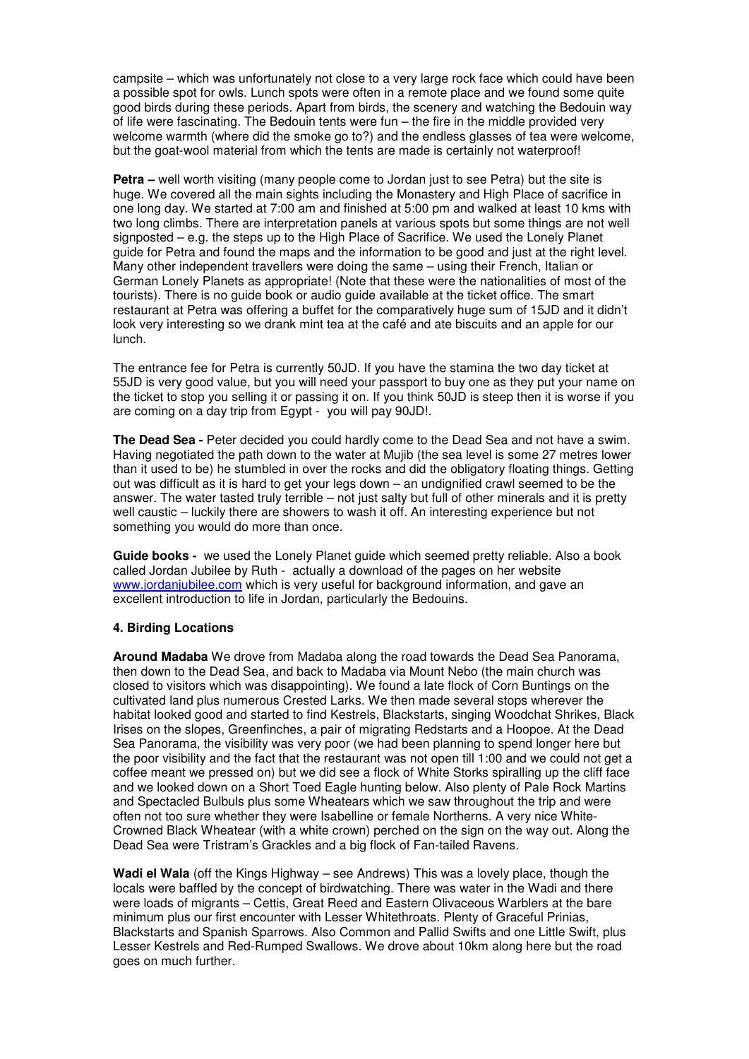campsite – which was unfortunately not close to a very large rock face which could have been a possible spot for owls. Lunch spots were often in a remote place and we found some quite good birds during these periods. Apart from birds, the scenery and watching the Bedouin way of life were fascinating. The Bedouin tents were fun – the fire in the middle provided very welcome warmth (where did the smoke go to?) and the endless glasses of tea were welcome, but the goat-wool material from which the tents are made is certainly not waterproof!

**Petra –** well worth visiting (many people come to Jordan just to see Petra) but the site is huge. We covered all the main sights including the Monastery and High Place of sacrifice in one long day. We started at 7:00 am and finished at 5:00 pm and walked at least 10 kms with two long climbs. There are interpretation panels at various spots but some things are not well signposted – e.g. the steps up to the High Place of Sacrifice. We used the Lonely Planet guide for Petra and found the maps and the information to be good and just at the right level. Many other independent travellers were doing the same – using their French, Italian or German Lonely Planets as appropriate! (Note that these were the nationalities of most of the tourists). There is no guide book or audio guide available at the ticket office. The smart restaurant at Petra was offering a buffet for the comparatively huge sum of 15JD and it didn't look very interesting so we drank mint tea at the café and ate biscuits and an apple for our lunch.

The entrance fee for Petra is currently 50JD. If you have the stamina the two day ticket at 55JD is very good value, but you will need your passport to buy one as they put your name on the ticket to stop you selling it or passing it on. If you think 50JD is steep then it is worse if you are coming on a day trip from Egypt - you will pay 90JD!.

**The Dead Sea -** Peter decided you could hardly come to the Dead Sea and not have a swim. Having negotiated the path down to the water at Mujib (the sea level is some 27 metres lower than it used to be) he stumbled in over the rocks and did the obligatory floating things. Getting out was difficult as it is hard to get your legs down – an undignified crawl seemed to be the answer. The water tasted truly terrible – not just salty but full of other minerals and it is pretty well caustic – luckily there are showers to wash it off. An interesting experience but not something you would do more than once.

**Guide books -** we used the Lonely Planet guide which seemed pretty reliable. Also a book called Jordan Jubilee by Ruth - actually a download of the pages on her website www.jordanjubilee.com which is very useful for background information, and gave an excellent introduction to life in Jordan, particularly the Bedouins.

## 4. Birding Locations

**Around Madaba** We drove from Madaba along the road towards the Dead Sea Panorama, then down to the Dead Sea, and back to Madaba via Mount Nebo (the main church was closed to visitors which was disappointing). We found a late flock of Corn Buntings on the cultivated land plus numerous Crested Larks. We then made several stops wherever the habitat looked good and started to find Kestrels, Blackstarts, singing Woodchat Shrikes, Black Irises on the slopes, Greenfinches, a pair of migrating Redstarts and a Hoopoe. At the Dead Sea Panorama, the visibility was very poor (we had been planning to spend longer here but the poor visibility and the fact that the restaurant was not open till 1:00 and we could not get a coffee meant we pressed on) but we did see a flock of White Storks spiralling up the cliff face and we looked down on a Short Toed Eagle hunting below. Also plenty of Pale Rock Martins and Spectacled Bulbuls plus some Wheatears which we saw throughout the trip and were often not too sure whether they were Isabelline or female Northerns. A very nice White-Crowned Black Wheatear (with a white crown) perched on the sign on the way out. Along the Dead Sea were Tristram's Grackles and a big flock of Fan-tailed Ravens.

**Wadi el Wala** (off the Kings Highway – see Andrews) This was a lovely place, though the locals were baffled by the concept of birdwatching. There was water in the Wadi and there were loads of migrants – Cettis, Great Reed and Eastern Olivaceous Warblers at the bare minimum plus our first encounter with Lesser Whitethroats. Plenty of Graceful Prinias, Blackstarts and Spanish Sparrows. Also Common and Pallid Swifts and one Little Swift, plus Lesser Kestrels and Red-Rumped Swallows. We drove about 10km along here but the road goes on much further.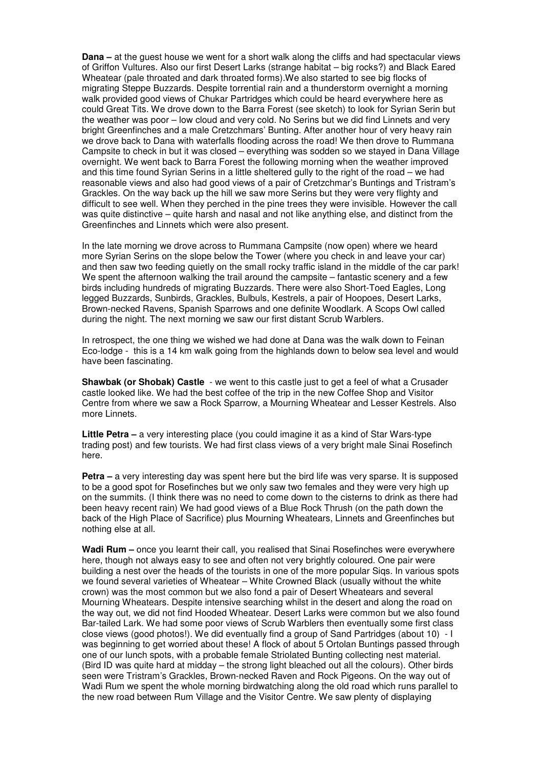**Dana –** at the guest house we went for a short walk along the cliffs and had spectacular views of Griffon Vultures. Also our first Desert Larks (strange habitat – big rocks?) and Black Eared Wheatear (pale throated and dark throated forms).We also started to see big flocks of migrating Steppe Buzzards. Despite torrential rain and a thunderstorm overnight a morning walk provided good views of Chukar Partridges which could be heard everywhere here as could Great Tits. We drove down to the Barra Forest (see sketch) to look for Syrian Serin but the weather was poor – low cloud and very cold. No Serins but we did find Linnets and very bright Greenfinches and a male Cretzchmars' Bunting. After another hour of very heavy rain we drove back to Dana with waterfalls flooding across the road! We then drove to Rummana Campsite to check in but it was closed – everything was sodden so we stayed in Dana Village overnight. We went back to Barra Forest the following morning when the weather improved and this time found Syrian Serins in a little sheltered gully to the right of the road – we had reasonable views and also had good views of a pair of Cretzchmar's Buntings and Tristram's Grackles. On the way back up the hill we saw more Serins but they were very flighty and difficult to see well. When they perched in the pine trees they were invisible. However the call was quite distinctive – quite harsh and nasal and not like anything else, and distinct from the Greenfinches and Linnets which were also present.

In the late morning we drove across to Rummana Campsite (now open) where we heard more Syrian Serins on the slope below the Tower (where you check in and leave your car) and then saw two feeding quietly on the small rocky traffic island in the middle of the car park! We spent the afternoon walking the trail around the campsite – fantastic scenery and a few birds including hundreds of migrating Buzzards. There were also Short-Toed Eagles, Long legged Buzzards, Sunbirds, Grackles, Bulbuls, Kestrels, a pair of Hoopoes, Desert Larks, Brown-necked Ravens, Spanish Sparrows and one definite Woodlark. A Scops Owl called during the night. The next morning we saw our first distant Scrub Warblers.

In retrospect, the one thing we wished we had done at Dana was the walk down to Feinan Eco-lodge - this is a 14 km walk going from the highlands down to below sea level and would have been fascinating.

**Shawbak (or Shobak) Castle** - we went to this castle just to get a feel of what a Crusader castle looked like. We had the best coffee of the trip in the new Coffee Shop and Visitor Centre from where we saw a Rock Sparrow, a Mourning Wheatear and Lesser Kestrels. Also more Linnets.

**Little Petra –** a very interesting place (you could imagine it as a kind of Star Wars-type trading post) and few tourists. We had first class views of a very bright male Sinai Rosefinch here.

**Petra –** a very interesting day was spent here but the bird life was very sparse. It is supposed to be a good spot for Rosefinches but we only saw two females and they were very high up on the summits. (I think there was no need to come down to the cisterns to drink as there had been heavy recent rain) We had good views of a Blue Rock Thrush (on the path down the back of the High Place of Sacrifice) plus Mourning Wheatears, Linnets and Greenfinches but nothing else at all.

**Wadi Rum –** once you learnt their call, you realised that Sinai Rosefinches were everywhere here, though not always easy to see and often not very brightly coloured. One pair were building a nest over the heads of the tourists in one of the more popular Siqs. In various spots we found several varieties of Wheatear – White Crowned Black (usually without the white crown) was the most common but we also fond a pair of Desert Wheatears and several Mourning Wheatears. Despite intensive searching whilst in the desert and along the road on the way out, we did not find Hooded Wheatear. Desert Larks were common but we also found Bar-tailed Lark. We had some poor views of Scrub Warblers then eventually some first class close views (good photos!). We did eventually find a group of Sand Partridges (about 10) - I was beginning to get worried about these! A flock of about 5 Ortolan Buntings passed through one of our lunch spots, with a probable female Striolated Bunting collecting nest material. (Bird ID was quite hard at midday – the strong light bleached out all the colours). Other birds seen were Tristram's Grackles, Brown-necked Raven and Rock Pigeons. On the way out of Wadi Rum we spent the whole morning birdwatching along the old road which runs parallel to the new road between Rum Village and the Visitor Centre. We saw plenty of displaying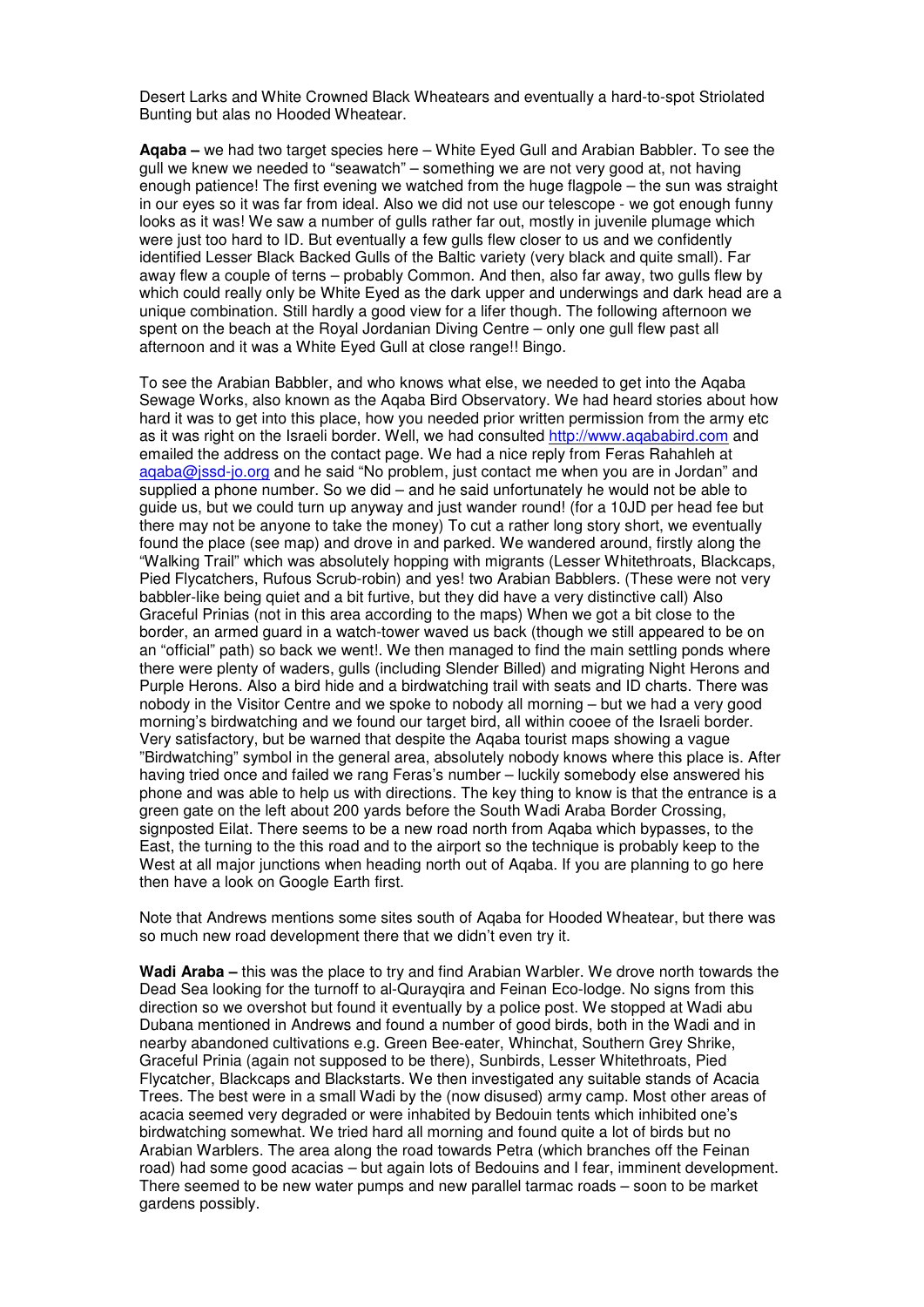Desert Larks and White Crowned Black Wheatears and eventually a hard-to-spot Striolated Bunting but alas no Hooded Wheatear.

**Aqaba –** we had two target species here – White Eyed Gull and Arabian Babbler. To see the gull we knew we needed to "seawatch" – something we are not very good at, not having enough patience! The first evening we watched from the huge flagpole – the sun was straight in our eyes so it was far from ideal. Also we did not use our telescope - we got enough funny looks as it was! We saw a number of gulls rather far out, mostly in juvenile plumage which were just too hard to ID. But eventually a few gulls flew closer to us and we confidently identified Lesser Black Backed Gulls of the Baltic variety (very black and quite small). Far away flew a couple of terns – probably Common. And then, also far away, two gulls flew by which could really only be White Eyed as the dark upper and underwings and dark head are a unique combination. Still hardly a good view for a lifer though. The following afternoon we spent on the beach at the Royal Jordanian Diving Centre – only one gull flew past all afternoon and it was a White Eyed Gull at close range!! Bingo.

To see the Arabian Babbler, and who knows what else, we needed to get into the Aqaba Sewage Works, also known as the Aqaba Bird Observatory. We had heard stories about how hard it was to get into this place, how you needed prior written permission from the army etc as it was right on the Israeli border. Well, we had consulted http://www.aqababird.com and emailed the address on the contact page. We had a nice reply from Feras Rahahleh at aqaba@jssd-jo.org and he said "No problem, just contact me when you are in Jordan" and supplied a phone number. So we did – and he said unfortunately he would not be able to guide us, but we could turn up anyway and just wander round! (for a 10JD per head fee but there may not be anyone to take the money) To cut a rather long story short, we eventually found the place (see map) and drove in and parked. We wandered around, firstly along the "Walking Trail" which was absolutely hopping with migrants (Lesser Whitethroats, Blackcaps, Pied Flycatchers, Rufous Scrub-robin) and yes! two Arabian Babblers. (These were not very babbler-like being quiet and a bit furtive, but they did have a very distinctive call) Also Graceful Prinias (not in this area according to the maps) When we got a bit close to the border, an armed guard in a watch-tower waved us back (though we still appeared to be on an "official" path) so back we went!. We then managed to find the main settling ponds where there were plenty of waders, gulls (including Slender Billed) and migrating Night Herons and Purple Herons. Also a bird hide and a birdwatching trail with seats and ID charts. There was nobody in the Visitor Centre and we spoke to nobody all morning – but we had a very good morning's birdwatching and we found our target bird, all within cooee of the Israeli border. Very satisfactory, but be warned that despite the Aqaba tourist maps showing a vague "Birdwatching" symbol in the general area, absolutely nobody knows where this place is. After having tried once and failed we rang Feras's number – luckily somebody else answered his phone and was able to help us with directions. The key thing to know is that the entrance is a green gate on the left about 200 yards before the South Wadi Araba Border Crossing, signposted Eilat. There seems to be a new road north from Aqaba which bypasses, to the East, the turning to the this road and to the airport so the technique is probably keep to the West at all major junctions when heading north out of Aqaba. If you are planning to go here then have a look on Google Earth first.

Note that Andrews mentions some sites south of Aqaba for Hooded Wheatear, but there was so much new road development there that we didn't even try it.

**Wadi Araba –** this was the place to try and find Arabian Warbler. We drove north towards the Dead Sea looking for the turnoff to al-Qurayqira and Feinan Eco-lodge. No signs from this direction so we overshot but found it eventually by a police post. We stopped at Wadi abu Dubana mentioned in Andrews and found a number of good birds, both in the Wadi and in nearby abandoned cultivations e.g. Green Bee-eater, Whinchat, Southern Grey Shrike, Graceful Prinia (again not supposed to be there), Sunbirds, Lesser Whitethroats, Pied Flycatcher, Blackcaps and Blackstarts. We then investigated any suitable stands of Acacia Trees. The best were in a small Wadi by the (now disused) army camp. Most other areas of acacia seemed very degraded or were inhabited by Bedouin tents which inhibited one's birdwatching somewhat. We tried hard all morning and found quite a lot of birds but no Arabian Warblers. The area along the road towards Petra (which branches off the Feinan road) had some good acacias – but again lots of Bedouins and I fear, imminent development. There seemed to be new water pumps and new parallel tarmac roads – soon to be market gardens possibly.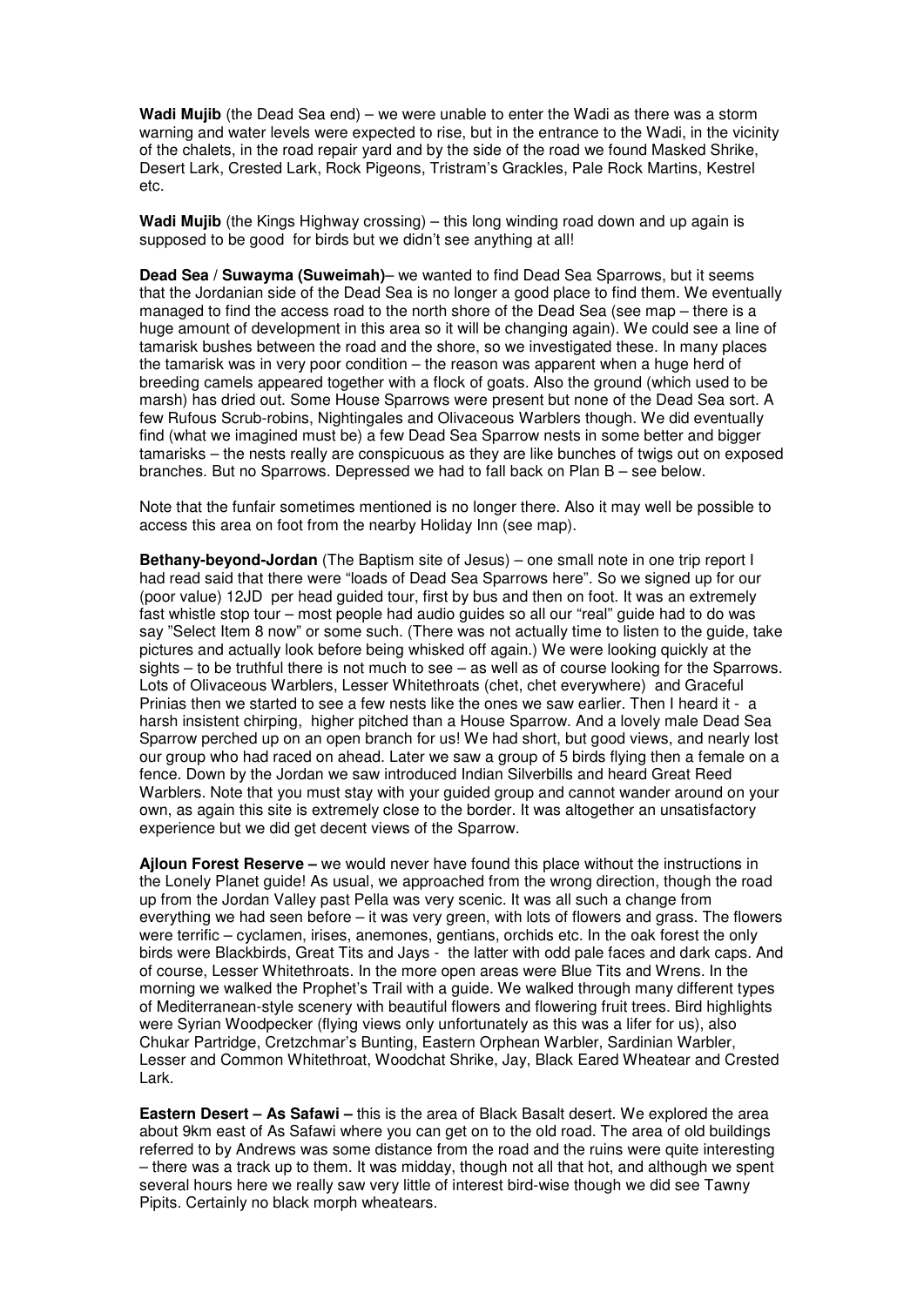**Wadi Mujib** (the Dead Sea end) – we were unable to enter the Wadi as there was a storm warning and water levels were expected to rise, but in the entrance to the Wadi, in the vicinity of the chalets, in the road repair yard and by the side of the road we found Masked Shrike, Desert Lark, Crested Lark, Rock Pigeons, Tristram's Grackles, Pale Rock Martins, Kestrel etc.

**Wadi Mujib** (the Kings Highway crossing) – this long winding road down and up again is supposed to be good for birds but we didn't see anything at all!

**Dead Sea / Suwayma (Suweimah)**– we wanted to find Dead Sea Sparrows, but it seems that the Jordanian side of the Dead Sea is no longer a good place to find them. We eventually managed to find the access road to the north shore of the Dead Sea (see map – there is a huge amount of development in this area so it will be changing again). We could see a line of tamarisk bushes between the road and the shore, so we investigated these. In many places the tamarisk was in very poor condition – the reason was apparent when a huge herd of breeding camels appeared together with a flock of goats. Also the ground (which used to be marsh) has dried out. Some House Sparrows were present but none of the Dead Sea sort. A few Rufous Scrub-robins, Nightingales and Olivaceous Warblers though. We did eventually find (what we imagined must be) a few Dead Sea Sparrow nests in some better and bigger tamarisks – the nests really are conspicuous as they are like bunches of twigs out on exposed branches. But no Sparrows. Depressed we had to fall back on Plan B – see below.

Note that the funfair sometimes mentioned is no longer there. Also it may well be possible to access this area on foot from the nearby Holiday Inn (see map).

**Bethany-beyond-Jordan** (The Baptism site of Jesus) – one small note in one trip report I had read said that there were "loads of Dead Sea Sparrows here". So we signed up for our (poor value) 12JD per head guided tour, first by bus and then on foot. It was an extremely fast whistle stop tour – most people had audio guides so all our "real" guide had to do was say "Select Item 8 now" or some such. (There was not actually time to listen to the guide, take pictures and actually look before being whisked off again.) We were looking quickly at the sights – to be truthful there is not much to see – as well as of course looking for the Sparrows. Lots of Olivaceous Warblers, Lesser Whitethroats (chet, chet everywhere) and Graceful Prinias then we started to see a few nests like the ones we saw earlier. Then I heard it - a harsh insistent chirping, higher pitched than a House Sparrow. And a lovely male Dead Sea Sparrow perched up on an open branch for us! We had short, but good views, and nearly lost our group who had raced on ahead. Later we saw a group of 5 birds flying then a female on a fence. Down by the Jordan we saw introduced Indian Silverbills and heard Great Reed Warblers. Note that you must stay with your guided group and cannot wander around on your own, as again this site is extremely close to the border. It was altogether an unsatisfactory experience but we did get decent views of the Sparrow.

**Ajloun Forest Reserve –** we would never have found this place without the instructions in the Lonely Planet guide! As usual, we approached from the wrong direction, though the road up from the Jordan Valley past Pella was very scenic. It was all such a change from everything we had seen before – it was very green, with lots of flowers and grass. The flowers were terrific – cyclamen, irises, anemones, gentians, orchids etc. In the oak forest the only birds were Blackbirds, Great Tits and Jays - the latter with odd pale faces and dark caps. And of course, Lesser Whitethroats. In the more open areas were Blue Tits and Wrens. In the morning we walked the Prophet's Trail with a guide. We walked through many different types of Mediterranean-style scenery with beautiful flowers and flowering fruit trees. Bird highlights were Syrian Woodpecker (flying views only unfortunately as this was a lifer for us), also Chukar Partridge, Cretzchmar's Bunting, Eastern Orphean Warbler, Sardinian Warbler, Lesser and Common Whitethroat, Woodchat Shrike, Jay, Black Eared Wheatear and Crested Lark.

**Eastern Desert – As Safawi –** this is the area of Black Basalt desert. We explored the area about 9km east of As Safawi where you can get on to the old road. The area of old buildings referred to by Andrews was some distance from the road and the ruins were quite interesting – there was a track up to them. It was midday, though not all that hot, and although we spent several hours here we really saw very little of interest bird-wise though we did see Tawny Pipits. Certainly no black morph wheatears.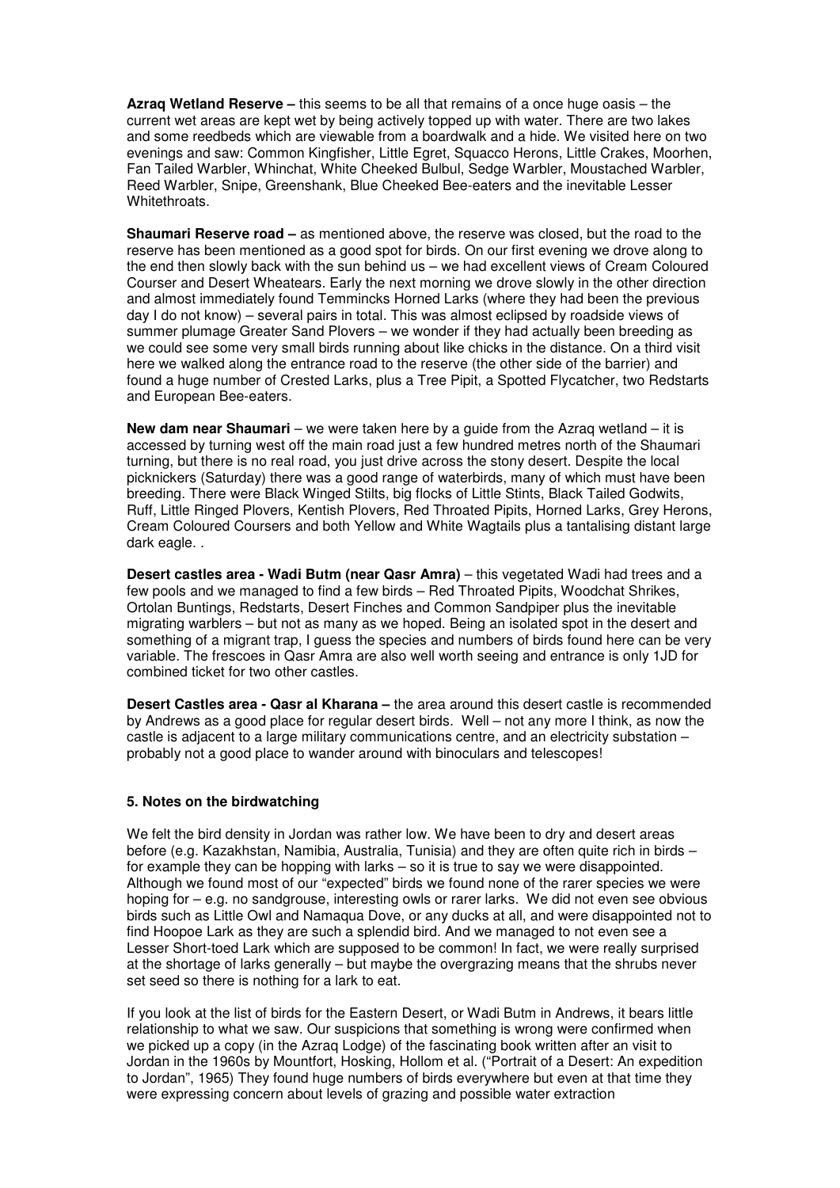**Azraq Wetland Reserve –** this seems to be all that remains of a once huge oasis – the current wet areas are kept wet by being actively topped up with water. There are two lakes and some reedbeds which are viewable from a boardwalk and a hide. We visited here on two evenings and saw: Common Kingfisher, Little Egret, Squacco Herons, Little Crakes, Moorhen, Fan Tailed Warbler, Whinchat, White Cheeked Bulbul, Sedge Warbler, Moustached Warbler, Reed Warbler, Snipe, Greenshank, Blue Cheeked Bee-eaters and the inevitable Lesser Whitethroats.

**Shaumari Reserve road –** as mentioned above, the reserve was closed, but the road to the reserve has been mentioned as a good spot for birds. On our first evening we drove along to the end then slowly back with the sun behind us – we had excellent views of Cream Coloured Courser and Desert Wheatears. Early the next morning we drove slowly in the other direction and almost immediately found Temmincks Horned Larks (where they had been the previous day I do not know) – several pairs in total. This was almost eclipsed by roadside views of summer plumage Greater Sand Plovers – we wonder if they had actually been breeding as we could see some very small birds running about like chicks in the distance. On a third visit here we walked along the entrance road to the reserve (the other side of the barrier) and found a huge number of Crested Larks, plus a Tree Pipit, a Spotted Flycatcher, two Redstarts and European Bee-eaters.

**New dam near Shaumari** – we were taken here by a guide from the Azraq wetland – it is accessed by turning west off the main road just a few hundred metres north of the Shaumari turning, but there is no real road, you just drive across the stony desert. Despite the local picknickers (Saturday) there was a good range of waterbirds, many of which must have been breeding. There were Black Winged Stilts, big flocks of Little Stints, Black Tailed Godwits, Ruff, Little Ringed Plovers, Kentish Plovers, Red Throated Pipits, Horned Larks, Grey Herons, Cream Coloured Coursers and both Yellow and White Wagtails plus a tantalising distant large dark eagle. .

**Desert castles area - Wadi Butm (near Qasr Amra)** – this vegetated Wadi had trees and a few pools and we managed to find a few birds – Red Throated Pipits, Woodchat Shrikes, Ortolan Buntings, Redstarts, Desert Finches and Common Sandpiper plus the inevitable migrating warblers – but not as many as we hoped. Being an isolated spot in the desert and something of a migrant trap, I guess the species and numbers of birds found here can be very variable. The frescoes in Qasr Amra are also well worth seeing and entrance is only 1JD for combined ticket for two other castles.

**Desert Castles area - Qasr al Kharana –** the area around this desert castle is recommended by Andrews as a good place for regular desert birds. Well – not any more I think, as now the castle is adjacent to a large military communications centre, and an electricity substation – probably not a good place to wander around with binoculars and telescopes!

### 5. Notes on the birdwatching

We felt the bird density in Jordan was rather low. We have been to dry and desert areas before (e.g. Kazakhstan, Namibia, Australia, Tunisia) and they are often quite rich in birds – for example they can be hopping with larks – so it is true to say we were disappointed. Although we found most of our "expected" birds we found none of the rarer species we were hoping for – e.g. no sandgrouse, interesting owls or rarer larks. We did not even see obvious birds such as Little Owl and Namaqua Dove, or any ducks at all, and were disappointed not to find Hoopoe Lark as they are such a splendid bird. And we managed to not even see a Lesser Short-toed Lark which are supposed to be common! In fact, we were really surprised at the shortage of larks generally – but maybe the overgrazing means that the shrubs never set seed so there is nothing for a lark to eat.

If you look at the list of birds for the Eastern Desert, or Wadi Butm in Andrews, it bears little relationship to what we saw. Our suspicions that something is wrong were confirmed when we picked up a copy (in the Azraq Lodge) of the fascinating book written after an visit to Jordan in the 1960s by Mountfort, Hosking, Hollom et al. ("Portrait of a Desert: An expedition to Jordan", 1965) They found huge numbers of birds everywhere but even at that time they were expressing concern about levels of grazing and possible water extraction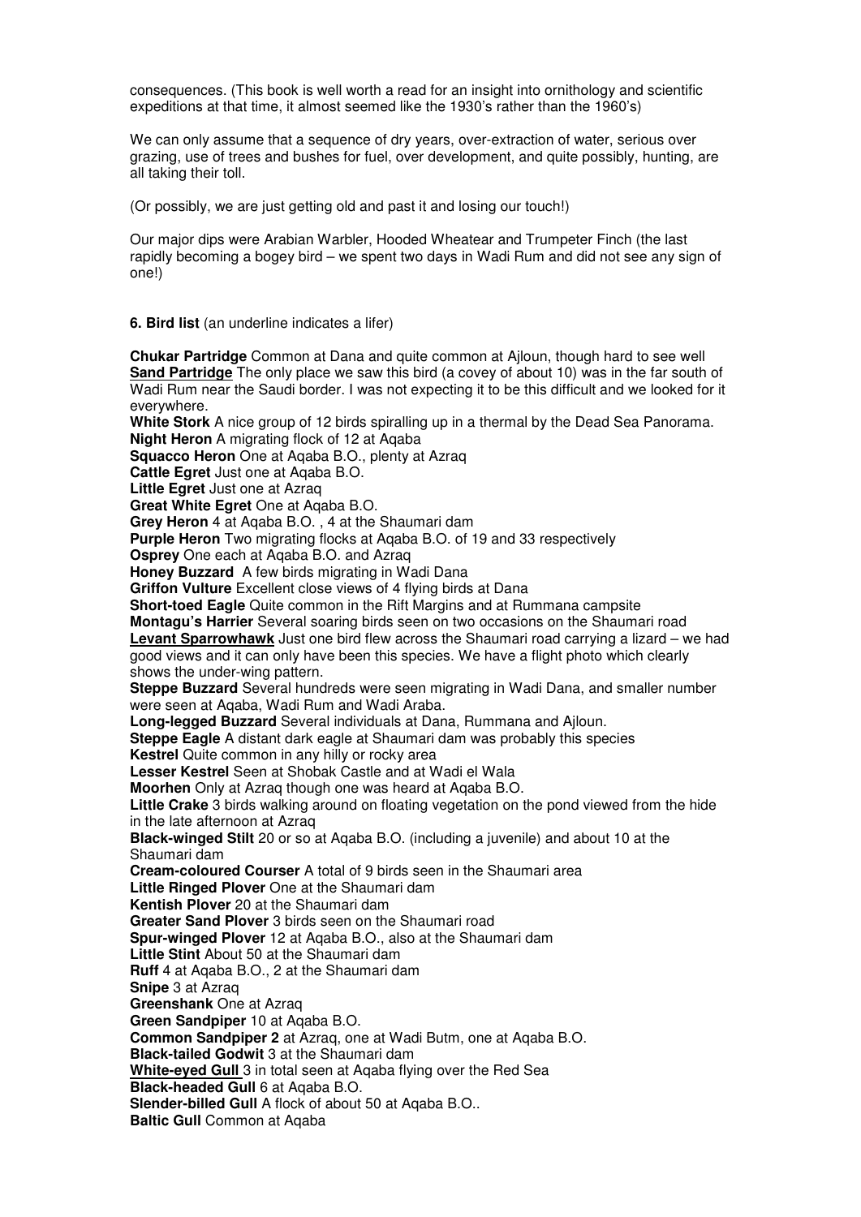consequences. (This book is well worth a read for an insight into ornithology and scientific expeditions at that time, it almost seemed like the 1930's rather than the 1960's)

We can only assume that a sequence of dry years, over-extraction of water, serious over grazing, use of trees and bushes for fuel, over development, and quite possibly, hunting, are all taking their toll.

(Or possibly, we are just getting old and past it and losing our touch!)

Our major dips were Arabian Warbler, Hooded Wheatear and Trumpeter Finch (the last rapidly becoming a bogey bird – we spent two days in Wadi Rum and did not see any sign of one!)

**6. Bird list** (an underline indicates a lifer)

**Chukar Partridge** Common at Dana and quite common at Ajloun, though hard to see well
**<u>Sand Partridge</u>** The only place we saw this bird (a covey of about 10) was in the far south of Wadi Rum near the Saudi border. I was not expecting it to be this difficult and we looked for it everywhere.
**White Stork** A nice group of 12 birds spiralling up in a thermal by the Dead Sea Panorama.
**Night Heron** A migrating flock of 12 at Aqaba
**Squacco Heron** One at Aqaba B.O., plenty at Azraq
**Cattle Egret** Just one at Aqaba B.O.
**Little Egret** Just one at Azraq
**Great White Egret** One at Aqaba B.O.
**Grey Heron** 4 at Aqaba B.O. , 4 at the Shaumari dam
**Purple Heron** Two migrating flocks at Aqaba B.O. of 19 and 33 respectively
**Osprey** One each at Aqaba B.O. and Azraq
**Honey Buzzard** A few birds migrating in Wadi Dana
**Griffon Vulture** Excellent close views of 4 flying birds at Dana
**Short-toed Eagle** Quite common in the Rift Margins and at Rummana campsite
**Montagu's Harrier** Several soaring birds seen on two occasions on the Shaumari road
**<u>Levant Sparrowhawk</u>** Just one bird flew across the Shaumari road carrying a lizard – we had good views and it can only have been this species. We have a flight photo which clearly shows the under-wing pattern.
**Steppe Buzzard** Several hundreds were seen migrating in Wadi Dana, and smaller number were seen at Aqaba, Wadi Rum and Wadi Araba.
**Long-legged Buzzard** Several individuals at Dana, Rummana and Ajloun.
**Steppe Eagle** A distant dark eagle at Shaumari dam was probably this species
**Kestrel** Quite common in any hilly or rocky area
**Lesser Kestrel** Seen at Shobak Castle and at Wadi el Wala
**Moorhen** Only at Azraq though one was heard at Aqaba B.O.
**Little Crake** 3 birds walking around on floating vegetation on the pond viewed from the hide in the late afternoon at Azraq
**Black-winged Stilt** 20 or so at Aqaba B.O. (including a juvenile) and about 10 at the Shaumari dam
**Cream-coloured Courser** A total of 9 birds seen in the Shaumari area
**Little Ringed Plover** One at the Shaumari dam
**Kentish Plover** 20 at the Shaumari dam
**Greater Sand Plover** 3 birds seen on the Shaumari road
**Spur-winged Plover** 12 at Aqaba B.O., also at the Shaumari dam
**Little Stint** About 50 at the Shaumari dam
**Ruff** 4 at Aqaba B.O., 2 at the Shaumari dam
**Snipe** 3 at Azraq
**Greenshank** One at Azraq
**Green Sandpiper** 10 at Aqaba B.O.
**Common Sandpiper 2** at Azraq, one at Wadi Butm, one at Aqaba B.O.
**Black-tailed Godwit** 3 at the Shaumari dam
**<u>White-eyed Gull</u>** 3 in total seen at Aqaba flying over the Red Sea
**Black-headed Gull** 6 at Aqaba B.O.
**Slender-billed Gull** A flock of about 50 at Aqaba B.O..
**Baltic Gull** Common at Aqaba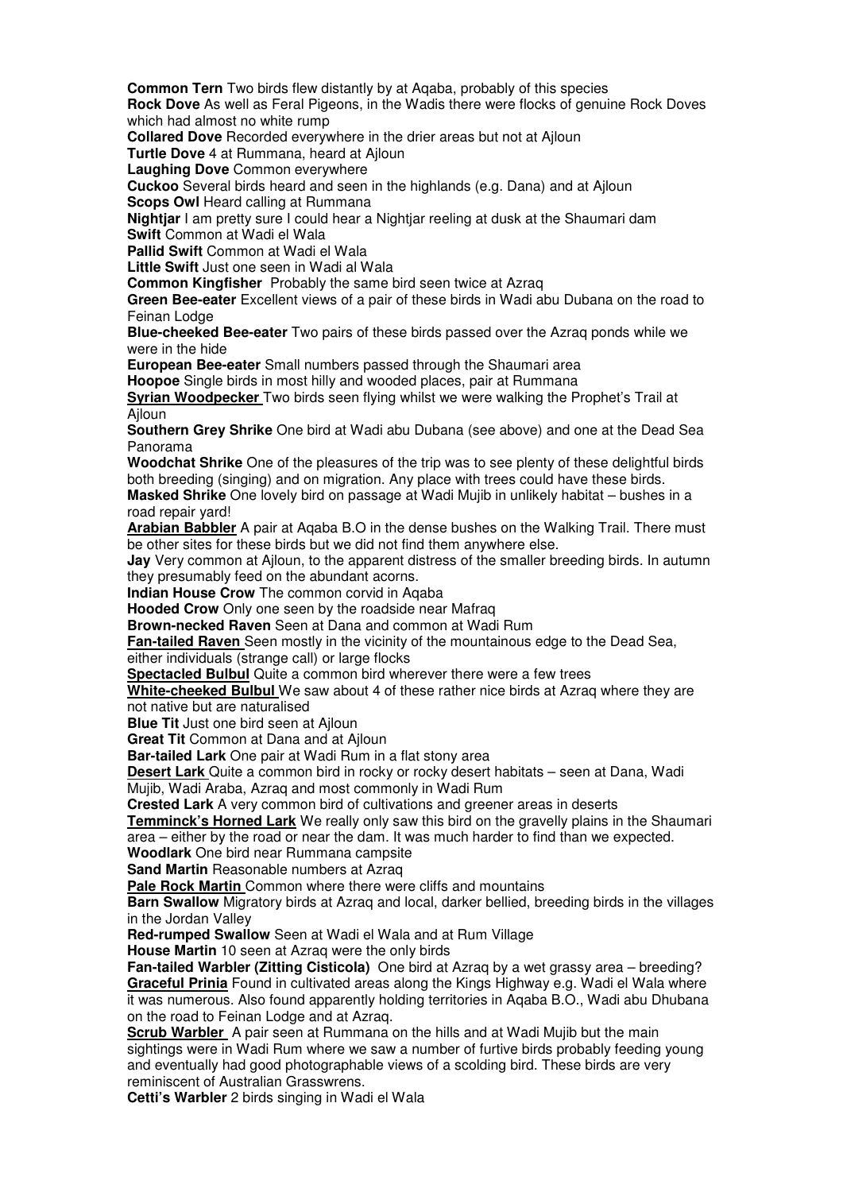**Common Tern** Two birds flew distantly by at Aqaba, probably of this species

**Rock Dove** As well as Feral Pigeons, in the Wadis there were flocks of genuine Rock Doves which had almost no white rump

**Collared Dove** Recorded everywhere in the drier areas but not at Ajloun

**Turtle Dove** 4 at Rummana, heard at Ajloun

**Laughing Dove** Common everywhere

**Cuckoo** Several birds heard and seen in the highlands (e.g. Dana) and at Ajloun

**Scops Owl** Heard calling at Rummana

**Nightjar** I am pretty sure I could hear a Nightjar reeling at dusk at the Shaumari dam

**Swift** Common at Wadi el Wala

**Pallid Swift** Common at Wadi el Wala

**Little Swift** Just one seen in Wadi al Wala

**Common Kingfisher** Probably the same bird seen twice at Azraq

**Green Bee-eater** Excellent views of a pair of these birds in Wadi abu Dubana on the road to Feinan Lodge

**Blue-cheeked Bee-eater** Two pairs of these birds passed over the Azraq ponds while we were in the hide

**European Bee-eater** Small numbers passed through the Shaumari area

**Hoopoe** Single birds in most hilly and wooded places, pair at Rummana

**Syrian Woodpecker** Two birds seen flying whilst we were walking the Prophet's Trail at Ajloun

**Southern Grey Shrike** One bird at Wadi abu Dubana (see above) and one at the Dead Sea Panorama

**Woodchat Shrike** One of the pleasures of the trip was to see plenty of these delightful birds both breeding (singing) and on migration. Any place with trees could have these birds.

**Masked Shrike** One lovely bird on passage at Wadi Mujib in unlikely habitat – bushes in a road repair yard!

**Arabian Babbler** A pair at Aqaba B.O in the dense bushes on the Walking Trail. There must be other sites for these birds but we did not find them anywhere else.

**Jay** Very common at Ajloun, to the apparent distress of the smaller breeding birds. In autumn they presumably feed on the abundant acorns.

**Indian House Crow** The common corvid in Aqaba

**Hooded Crow** Only one seen by the roadside near Mafraq

**Brown-necked Raven** Seen at Dana and common at Wadi Rum

**Fan-tailed Raven** Seen mostly in the vicinity of the mountainous edge to the Dead Sea, either individuals (strange call) or large flocks

**Spectacled Bulbul** Quite a common bird wherever there were a few trees

**White-cheeked Bulbul** We saw about 4 of these rather nice birds at Azraq where they are not native but are naturalised

**Blue Tit** Just one bird seen at Ajloun

**Great Tit** Common at Dana and at Ajloun

**Bar-tailed Lark** One pair at Wadi Rum in a flat stony area

**Desert Lark** Quite a common bird in rocky or rocky desert habitats – seen at Dana, Wadi Mujib, Wadi Araba, Azraq and most commonly in Wadi Rum

**Crested Lark** A very common bird of cultivations and greener areas in deserts

**Temminck's Horned Lark** We really only saw this bird on the gravelly plains in the Shaumari area – either by the road or near the dam. It was much harder to find than we expected.

**Woodlark** One bird near Rummana campsite

**Sand Martin** Reasonable numbers at Azraq

**Pale Rock Martin** Common where there were cliffs and mountains

**Barn Swallow** Migratory birds at Azraq and local, darker bellied, breeding birds in the villages in the Jordan Valley

**Red-rumped Swallow** Seen at Wadi el Wala and at Rum Village

**House Martin** 10 seen at Azraq were the only birds

**Fan-tailed Warbler (Zitting Cisticola)** One bird at Azraq by a wet grassy area – breeding?

**Graceful Prinia** Found in cultivated areas along the Kings Highway e.g. Wadi el Wala where it was numerous. Also found apparently holding territories in Aqaba B.O., Wadi abu Dhubana on the road to Feinan Lodge and at Azraq.

**Scrub Warbler** A pair seen at Rummana on the hills and at Wadi Mujib but the main sightings were in Wadi Rum where we saw a number of furtive birds probably feeding young and eventually had good photographable views of a scolding bird. These birds are very reminiscent of Australian Grasswrens.

**Cetti's Warbler** 2 birds singing in Wadi el Wala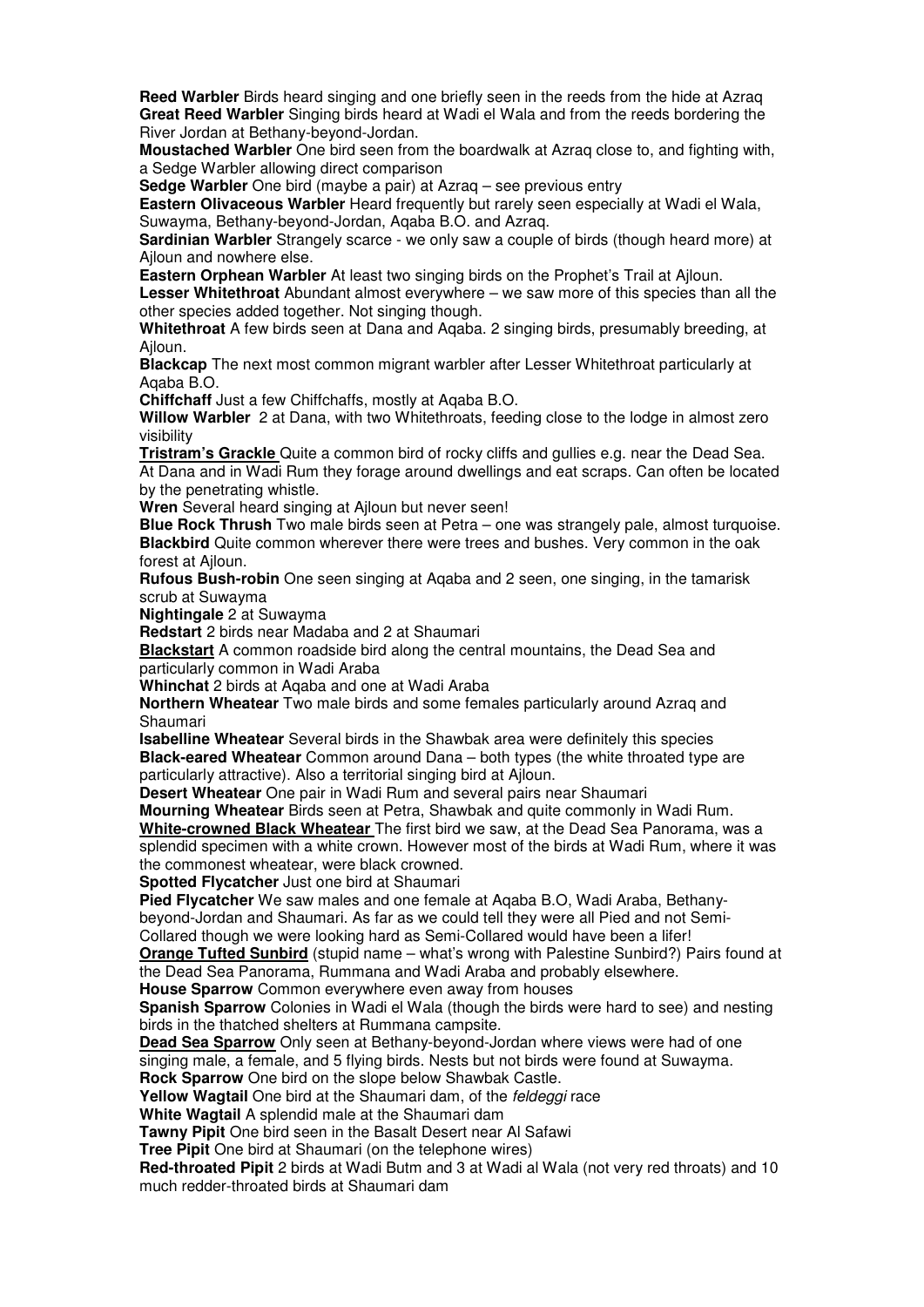**Reed Warbler** Birds heard singing and one briefly seen in the reeds from the hide at Azraq
**Great Reed Warbler** Singing birds heard at Wadi el Wala and from the reeds bordering the River Jordan at Bethany-beyond-Jordan.
**Moustached Warbler** One bird seen from the boardwalk at Azraq close to, and fighting with, a Sedge Warbler allowing direct comparison
**Sedge Warbler** One bird (maybe a pair) at Azraq – see previous entry
**Eastern Olivaceous Warbler** Heard frequently but rarely seen especially at Wadi el Wala, Suwayma, Bethany-beyond-Jordan, Aqaba B.O. and Azraq.
**Sardinian Warbler** Strangely scarce - we only saw a couple of birds (though heard more) at Ajloun and nowhere else.
**Eastern Orphean Warbler** At least two singing birds on the Prophet's Trail at Ajloun.
**Lesser Whitethroat** Abundant almost everywhere – we saw more of this species than all the other species added together. Not singing though.
**Whitethroat** A few birds seen at Dana and Aqaba. 2 singing birds, presumably breeding, at Ajloun.
**Blackcap** The next most common migrant warbler after Lesser Whitethroat particularly at Aqaba B.O.
**Chiffchaff** Just a few Chiffchaffs, mostly at Aqaba B.O.
**Willow Warbler** 2 at Dana, with two Whitethroats, feeding close to the lodge in almost zero visibility
**<u>Tristram's Grackle</u>** Quite a common bird of rocky cliffs and gullies e.g. near the Dead Sea. At Dana and in Wadi Rum they forage around dwellings and eat scraps. Can often be located by the penetrating whistle.
**Wren** Several heard singing at Ajloun but never seen!
**Blue Rock Thrush** Two male birds seen at Petra – one was strangely pale, almost turquoise.
**Blackbird** Quite common wherever there were trees and bushes. Very common in the oak forest at Ajloun.
**Rufous Bush-robin** One seen singing at Aqaba and 2 seen, one singing, in the tamarisk scrub at Suwayma
**Nightingale** 2 at Suwayma
**Redstart** 2 birds near Madaba and 2 at Shaumari
**<u>Blackstart</u>** A common roadside bird along the central mountains, the Dead Sea and particularly common in Wadi Araba
**Whinchat** 2 birds at Aqaba and one at Wadi Araba
**Northern Wheatear** Two male birds and some females particularly around Azraq and Shaumari
**Isabelline Wheatear** Several birds in the Shawbak area were definitely this species
**Black-eared Wheatear** Common around Dana – both types (the white throated type are particularly attractive). Also a territorial singing bird at Ajloun.
**Desert Wheatear** One pair in Wadi Rum and several pairs near Shaumari
**Mourning Wheatear** Birds seen at Petra, Shawbak and quite commonly in Wadi Rum.
**<u>White-crowned Black Wheatear</u>** The first bird we saw, at the Dead Sea Panorama, was a splendid specimen with a white crown. However most of the birds at Wadi Rum, where it was the commonest wheatear, were black crowned.
**Spotted Flycatcher** Just one bird at Shaumari
**Pied Flycatcher** We saw males and one female at Aqaba B.O, Wadi Araba, Bethany-beyond-Jordan and Shaumari. As far as we could tell they were all Pied and not Semi-Collared though we were looking hard as Semi-Collared would have been a lifer!
**<u>Orange Tufted Sunbird</u>** (stupid name – what's wrong with Palestine Sunbird?) Pairs found at the Dead Sea Panorama, Rummana and Wadi Araba and probably elsewhere.
**House Sparrow** Common everywhere even away from houses
**Spanish Sparrow** Colonies in Wadi el Wala (though the birds were hard to see) and nesting birds in the thatched shelters at Rummana campsite.
**<u>Dead Sea Sparrow</u>** Only seen at Bethany-beyond-Jordan where views were had of one singing male, a female, and 5 flying birds. Nests but not birds were found at Suwayma.
**Rock Sparrow** One bird on the slope below Shawbak Castle.
**Yellow Wagtail** One bird at the Shaumari dam, of the *feldeggi* race
**White Wagtail** A splendid male at the Shaumari dam
**Tawny Pipit** One bird seen in the Basalt Desert near Al Safawi
**Tree Pipit** One bird at Shaumari (on the telephone wires)
**Red-throated Pipit** 2 birds at Wadi Butm and 3 at Wadi al Wala (not very red throats) and 10 much redder-throated birds at Shaumari dam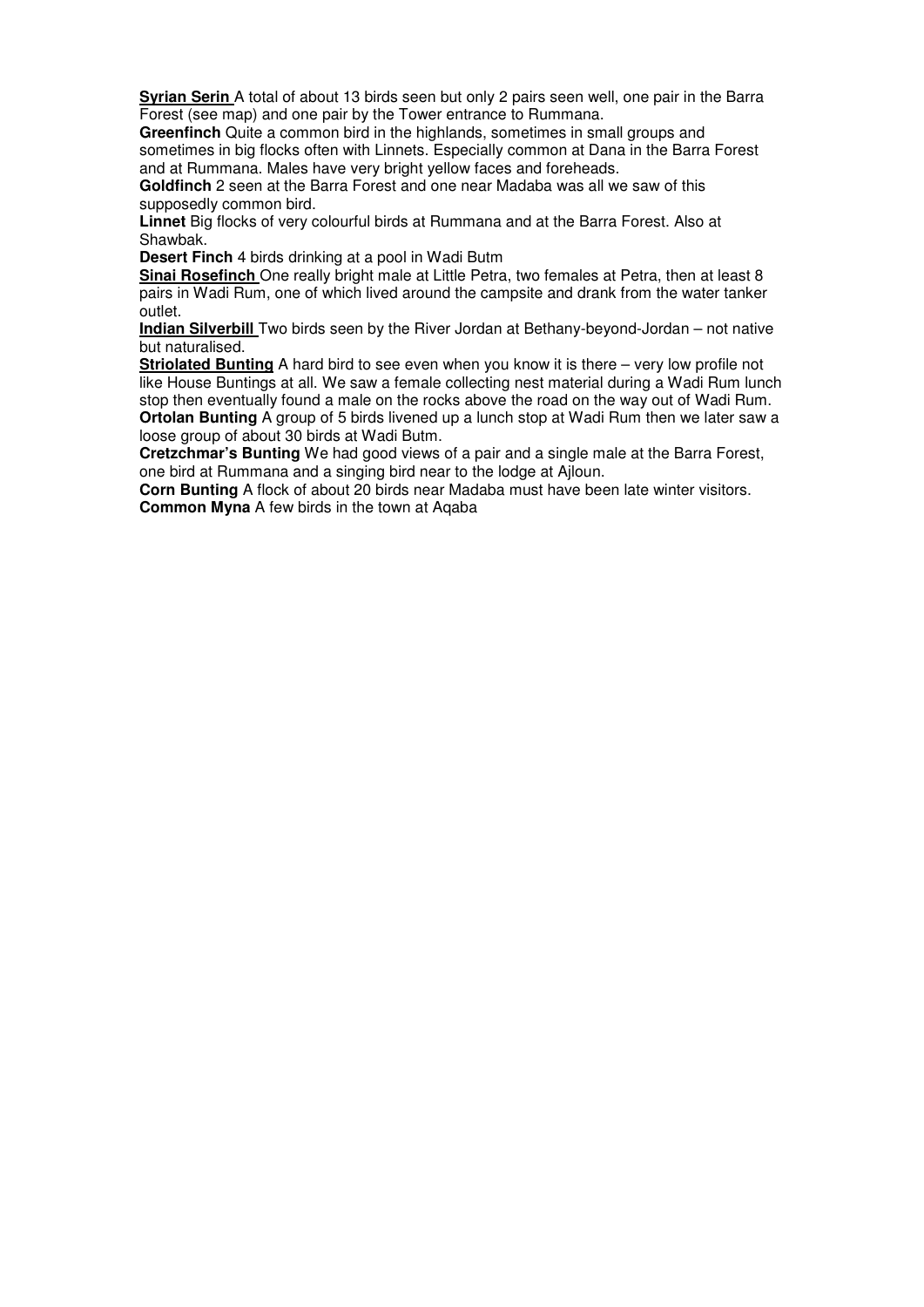**Syrian Serin** A total of about 13 birds seen but only 2 pairs seen well, one pair in the Barra Forest (see map) and one pair by the Tower entrance to Rummana.
**Greenfinch** Quite a common bird in the highlands, sometimes in small groups and sometimes in big flocks often with Linnets. Especially common at Dana in the Barra Forest and at Rummana. Males have very bright yellow faces and foreheads.
**Goldfinch** 2 seen at the Barra Forest and one near Madaba was all we saw of this supposedly common bird.
**Linnet** Big flocks of very colourful birds at Rummana and at the Barra Forest. Also at Shawbak.
**Desert Finch** 4 birds drinking at a pool in Wadi Butm
**Sinai Rosefinch** One really bright male at Little Petra, two females at Petra, then at least 8 pairs in Wadi Rum, one of which lived around the campsite and drank from the water tanker outlet.
**Indian Silverbill** Two birds seen by the River Jordan at Bethany-beyond-Jordan – not native but naturalised.
**Striolated Bunting** A hard bird to see even when you know it is there – very low profile not like House Buntings at all. We saw a female collecting nest material during a Wadi Rum lunch stop then eventually found a male on the rocks above the road on the way out of Wadi Rum.
**Ortolan Bunting** A group of 5 birds livened up a lunch stop at Wadi Rum then we later saw a loose group of about 30 birds at Wadi Butm.
**Cretzchmar's Bunting** We had good views of a pair and a single male at the Barra Forest, one bird at Rummana and a singing bird near to the lodge at Ajloun.
**Corn Bunting** A flock of about 20 birds near Madaba must have been late winter visitors.
**Common Myna** A few birds in the town at Aqaba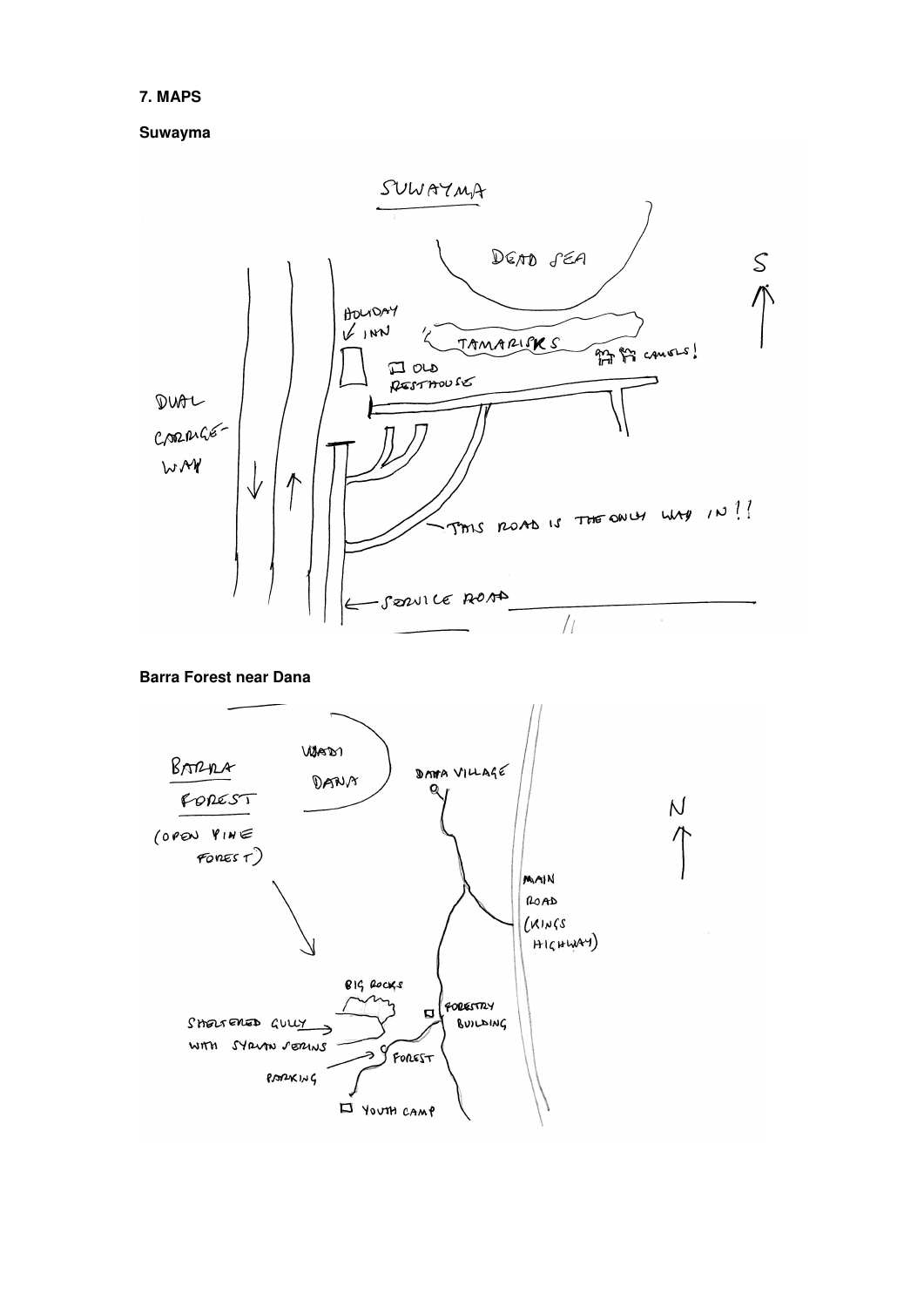**7. MAPS**

**Suwayma**

SUWAYMA

DEAD SEA

S

HOLIDAY INN

TAMARISKS

CAMELS!

OLD RESTHOUSE

DUAL CARRIAGE-WAY

THIS ROAD IS THE ONLY WAY IN!!

SERVICE ROAD

**Barra Forest near Dana**

BARRA FOREST

(OPEN PINE FOREST)

WADI DANA

DANA VILLAGE

N

MAIN ROAD (KINGS HIGHWAY)

BIG ROCKS

FORESTRY BUILDING

SHELTERED GULLY WITH SYRIAN SERINS

FOREST

PARKING

YOUTH CAMP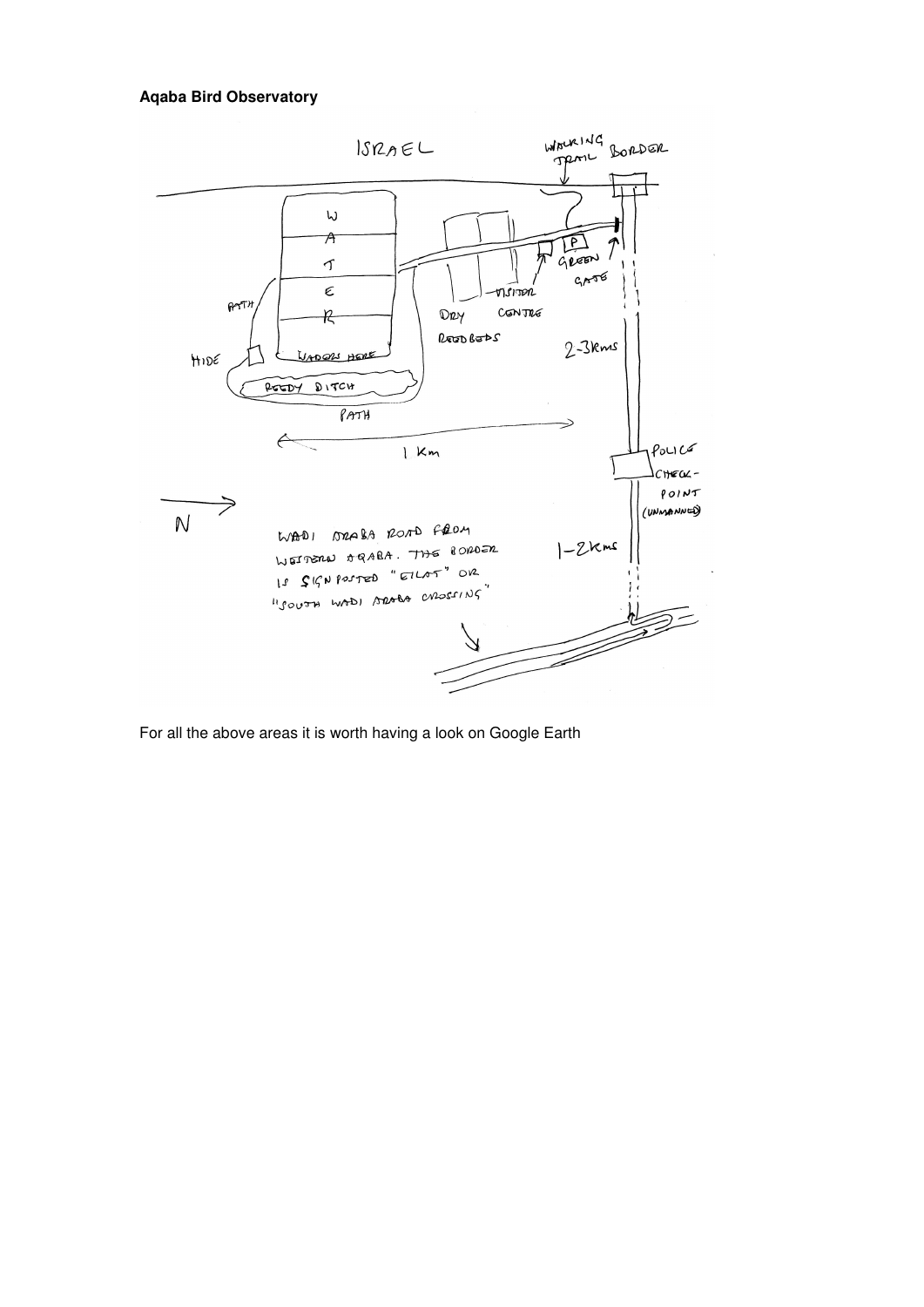**Aqaba Bird Observatory**

ISRAEL

WALKING TRAIL

BORDER

W A T E R

PATH

HIDE

WADERS HERE

REEDY DITCH

PATH

DRY REEDBEDS

VISITOR CENTRE

P

GREEN GATE

2-3Kms

1 Km

POLICE CHECK-POINT (UNMANNED)

N

WADI ARABA ROAD FROM WESTERN AQABA. THE BORDER IS SIGNPOSTED "EILAT" OR "SOUTH WADI ARABA CROSSING"

1-2Kms

For all the above areas it is worth having a look on Google Earth